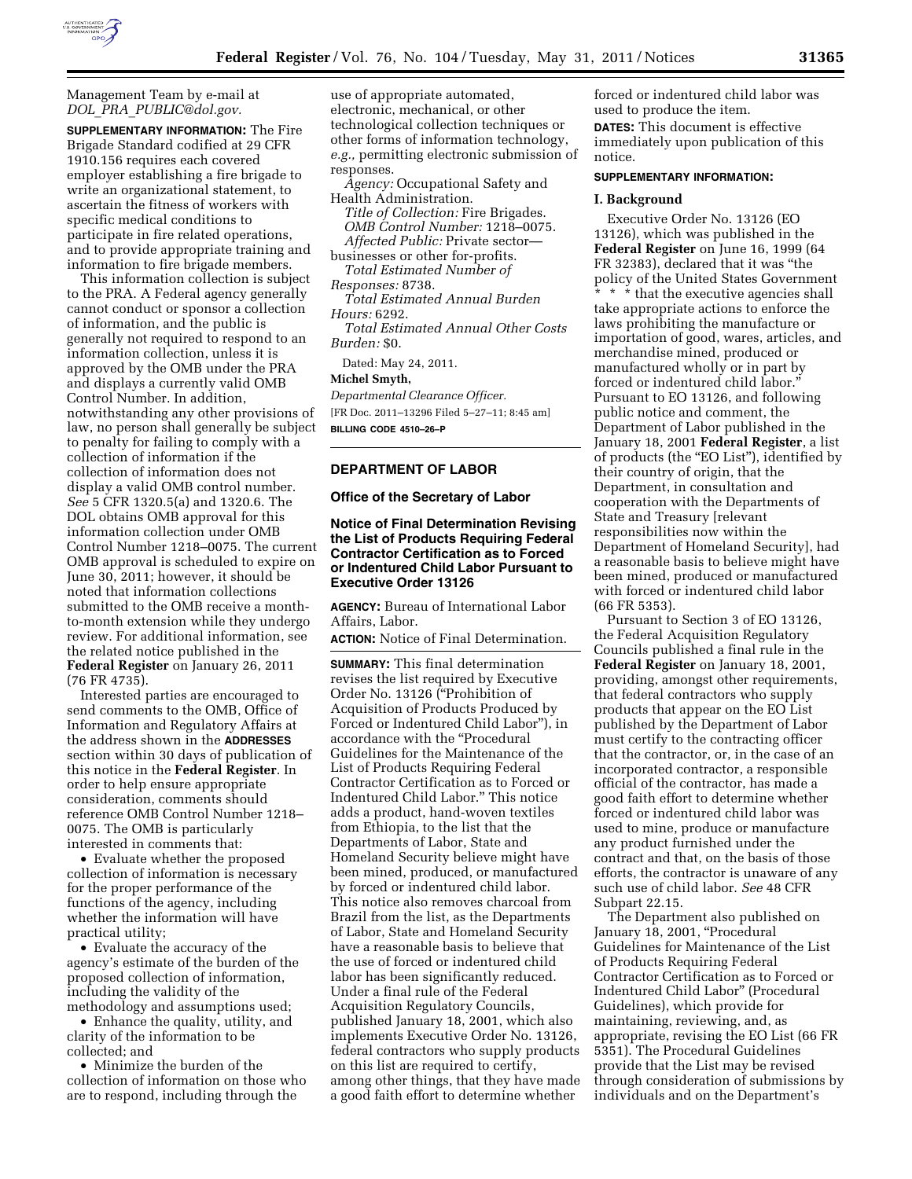Management Team by e-mail at *DOL_PRA_PUBLIC@dol.gov.*

**SUPPLEMENTARY INFORMATION:** The Fire Brigade Standard codified at 29 CFR 1910.156 requires each covered employer establishing a fire brigade to write an organizational statement, to ascertain the fitness of workers with specific medical conditions to participate in fire related operations, and to provide appropriate training and information to fire brigade members.

This information collection is subject to the PRA. A Federal agency generally cannot conduct or sponsor a collection of information, and the public is generally not required to respond to an information collection, unless it is approved by the OMB under the PRA and displays a currently valid OMB Control Number. In addition, notwithstanding any other provisions of law, no person shall generally be subject to penalty for failing to comply with a collection of information if the collection of information does not display a valid OMB control number. *See* 5 CFR 1320.5(a) and 1320.6. The DOL obtains OMB approval for this information collection under OMB Control Number 1218–0075. The current OMB approval is scheduled to expire on June 30, 2011; however, it should be noted that information collections submitted to the OMB receive a month-to-month extension while they undergo review. For additional information, see the related notice published in the **Federal Register** on January 26, 2011 (76 FR 4735).

Interested parties are encouraged to send comments to the OMB, Office of Information and Regulatory Affairs at the address shown in the **ADDRESSES** section within 30 days of publication of this notice in the **Federal Register**. In order to help ensure appropriate consideration, comments should reference OMB Control Number 1218–0075. The OMB is particularly interested in comments that:

- Evaluate whether the proposed collection of information is necessary for the proper performance of the functions of the agency, including whether the information will have practical utility;
- Evaluate the accuracy of the agency's estimate of the burden of the proposed collection of information, including the validity of the methodology and assumptions used;
- Enhance the quality, utility, and clarity of the information to be collected; and
- Minimize the burden of the collection of information on those who are to respond, including through the use of appropriate automated, electronic, mechanical, or other technological collection techniques or other forms of information technology, *e.g.,* permitting electronic submission of responses.

*Agency:* Occupational Safety and Health Administration.

*Title of Collection:* Fire Brigades.

*OMB Control Number:* 1218–0075.

*Affected Public:* Private sector—businesses or other for-profits.

*Total Estimated Number of Responses:* 8738.

*Total Estimated Annual Burden Hours:* 6292.

*Total Estimated Annual Other Costs Burden:* $0.

Dated: May 24, 2011.

**Michel Smyth,**

*Departmental Clearance Officer.*

[FR Doc. 2011–13296 Filed 5–27–11; 8:45 am]

**BILLING CODE 4510–26–P**

## DEPARTMENT OF LABOR

### Office of the Secretary of Labor

### Notice of Final Determination Revising the List of Products Requiring Federal Contractor Certification as to Forced or Indentured Child Labor Pursuant to Executive Order 13126

**AGENCY:** Bureau of International Labor Affairs, Labor.

**ACTION:** Notice of Final Determination.

**SUMMARY:** This final determination revises the list required by Executive Order No. 13126 ("Prohibition of Acquisition of Products Produced by Forced or Indentured Child Labor"), in accordance with the "Procedural Guidelines for the Maintenance of the List of Products Requiring Federal Contractor Certification as to Forced or Indentured Child Labor." This notice adds a product, hand-woven textiles from Ethiopia, to the list that the Departments of Labor, State and Homeland Security believe might have been mined, produced, or manufactured by forced or indentured child labor. This notice also removes charcoal from Brazil from the list, as the Departments of Labor, State and Homeland Security have a reasonable basis to believe that the use of forced or indentured child labor has been significantly reduced. Under a final rule of the Federal Acquisition Regulatory Councils, published January 18, 2001, which also implements Executive Order No. 13126, federal contractors who supply products on this list are required to certify, among other things, that they have made a good faith effort to determine whether forced or indentured child labor was used to produce the item.

**DATES:** This document is effective immediately upon publication of this notice.

**SUPPLEMENTARY INFORMATION:**

#### I. Background

Executive Order No. 13126 (EO 13126), which was published in the **Federal Register** on June 16, 1999 (64 FR 32383), declared that it was "the policy of the United States Government * * * that the executive agencies shall take appropriate actions to enforce the laws prohibiting the manufacture or importation of good, wares, articles, and merchandise mined, produced or manufactured wholly or in part by forced or indentured child labor." Pursuant to EO 13126, and following public notice and comment, the Department of Labor published in the January 18, 2001 **Federal Register**, a list of products (the "EO List"), identified by their country of origin, that the Department, in consultation and cooperation with the Departments of State and Treasury [relevant responsibilities now within the Department of Homeland Security], had a reasonable basis to believe might have been mined, produced or manufactured with forced or indentured child labor (66 FR 5353).

Pursuant to Section 3 of EO 13126, the Federal Acquisition Regulatory Councils published a final rule in the **Federal Register** on January 18, 2001, providing, amongst other requirements, that federal contractors who supply products that appear on the EO List published by the Department of Labor must certify to the contracting officer that the contractor, or, in the case of an incorporated contractor, a responsible official of the contractor, has made a good faith effort to determine whether forced or indentured child labor was used to mine, produce or manufacture any product furnished under the contract and that, on the basis of those efforts, the contractor is unaware of any such use of child labor. *See* 48 CFR Subpart 22.15.

The Department also published on January 18, 2001, "Procedural Guidelines for Maintenance of the List of Products Requiring Federal Contractor Certification as to Forced or Indentured Child Labor" (Procedural Guidelines), which provide for maintaining, reviewing, and, as appropriate, revising the EO List (66 FR 5351). The Procedural Guidelines provide that the List may be revised through consideration of submissions by individuals and on the Department's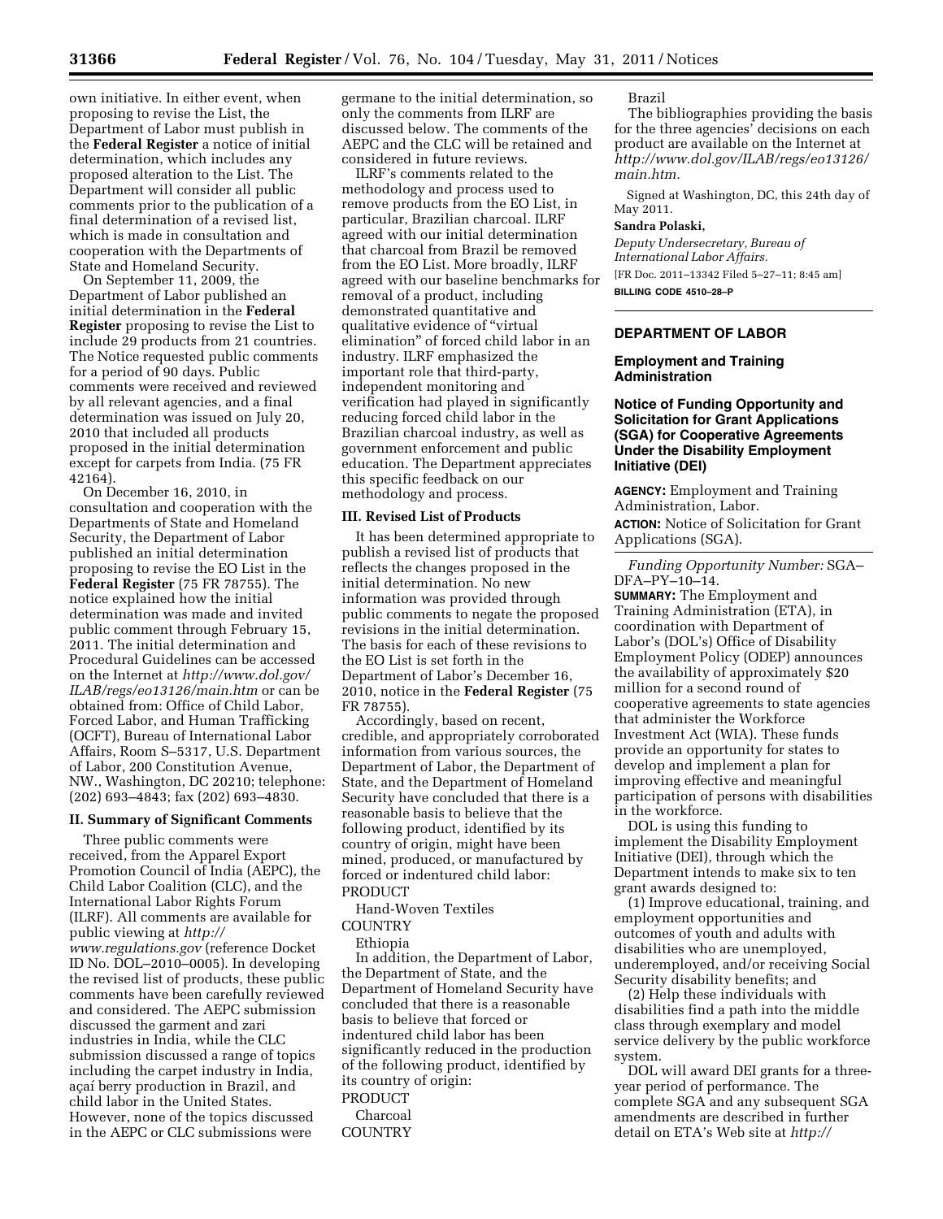own initiative. In either event, when proposing to revise the List, the Department of Labor must publish in the **Federal Register** a notice of initial determination, which includes any proposed alteration to the List. The Department will consider all public comments prior to the publication of a final determination of a revised list, which is made in consultation and cooperation with the Departments of State and Homeland Security.

On September 11, 2009, the Department of Labor published an initial determination in the **Federal Register** proposing to revise the List to include 29 products from 21 countries. The Notice requested public comments for a period of 90 days. Public comments were received and reviewed by all relevant agencies, and a final determination was issued on July 20, 2010 that included all products proposed in the initial determination except for carpets from India. (75 FR 42164).

On December 16, 2010, in consultation and cooperation with the Departments of State and Homeland Security, the Department of Labor published an initial determination proposing to revise the EO List in the **Federal Register** (75 FR 78755). The notice explained how the initial determination was made and invited public comment through February 15, 2011. The initial determination and Procedural Guidelines can be accessed on the Internet at *http://www.dol.gov/ILAB/regs/eo13126/main.htm* or can be obtained from: Office of Child Labor, Forced Labor, and Human Trafficking (OCFT), Bureau of International Labor Affairs, Room S–5317, U.S. Department of Labor, 200 Constitution Avenue, NW., Washington, DC 20210; telephone: (202) 693–4843; fax (202) 693–4830.

## II. Summary of Significant Comments

Three public comments were received, from the Apparel Export Promotion Council of India (AEPC), the Child Labor Coalition (CLC), and the International Labor Rights Forum (ILRF). All comments are available for public viewing at *http://www.regulations.gov* (reference Docket ID No. DOL–2010–0005). In developing the revised list of products, these public comments have been carefully reviewed and considered. The AEPC submission discussed the garment and zari industries in India, while the CLC submission discussed a range of topics including the carpet industry in India, açaí berry production in Brazil, and child labor in the United States. However, none of the topics discussed in the AEPC or CLC submissions were germane to the initial determination, so only the comments from ILRF are discussed below. The comments of the AEPC and the CLC will be retained and considered in future reviews.

ILRF's comments related to the methodology and process used to remove products from the EO List, in particular, Brazilian charcoal. ILRF agreed with our initial determination that charcoal from Brazil be removed from the EO List. More broadly, ILRF agreed with our baseline benchmarks for removal of a product, including demonstrated quantitative and qualitative evidence of "virtual elimination" of forced child labor in an industry. ILRF emphasized the important role that third-party, independent monitoring and verification had played in significantly reducing forced child labor in the Brazilian charcoal industry, as well as government enforcement and public education. The Department appreciates this specific feedback on our methodology and process.

## III. Revised List of Products

It has been determined appropriate to publish a revised list of products that reflects the changes proposed in the initial determination. No new information was provided through public comments to negate the proposed revisions in the initial determination. The basis for each of these revisions to the EO List is set forth in the Department of Labor's December 16, 2010, notice in the **Federal Register** (75 FR 78755).

Accordingly, based on recent, credible, and appropriately corroborated information from various sources, the Department of Labor, the Department of State, and the Department of Homeland Security have concluded that there is a reasonable basis to believe that the following product, identified by its country of origin, might have been mined, produced, or manufactured by forced or indentured child labor:

PRODUCT

Hand-Woven Textiles

COUNTRY

Ethiopia

In addition, the Department of Labor, the Department of State, and the Department of Homeland Security have concluded that there is a reasonable basis to believe that forced or indentured child labor has been significantly reduced in the production of the following product, identified by its country of origin:

PRODUCT

Charcoal

COUNTRY

Brazil

The bibliographies providing the basis for the three agencies' decisions on each product are available on the Internet at *http://www.dol.gov/ILAB/regs/eo13126/main.htm.*

Signed at Washington, DC, this 24th day of May 2011.

**Sandra Polaski,**

*Deputy Undersecretary, Bureau of International Labor Affairs.*

[FR Doc. 2011–13342 Filed 5–27–11; 8:45 am]

**BILLING CODE 4510–28–P**

# DEPARTMENT OF LABOR

## Employment and Training Administration

## Notice of Funding Opportunity and Solicitation for Grant Applications (SGA) for Cooperative Agreements Under the Disability Employment Initiative (DEI)

**AGENCY:** Employment and Training Administration, Labor.

**ACTION:** Notice of Solicitation for Grant Applications (SGA).

*Funding Opportunity Number:* SGA–DFA–PY–10–14.

**SUMMARY:** The Employment and Training Administration (ETA), in coordination with Department of Labor's (DOL's) Office of Disability Employment Policy (ODEP) announces the availability of approximately $20 million for a second round of cooperative agreements to state agencies that administer the Workforce Investment Act (WIA). These funds provide an opportunity for states to develop and implement a plan for improving effective and meaningful participation of persons with disabilities in the workforce.

DOL is using this funding to implement the Disability Employment Initiative (DEI), through which the Department intends to make six to ten grant awards designed to:

(1) Improve educational, training, and employment opportunities and outcomes of youth and adults with disabilities who are unemployed, underemployed, and/or receiving Social Security disability benefits; and

(2) Help these individuals with disabilities find a path into the middle class through exemplary and model service delivery by the public workforce system.

DOL will award DEI grants for a three-year period of performance. The complete SGA and any subsequent SGA amendments are described in further detail on ETA's Web site at *http://*